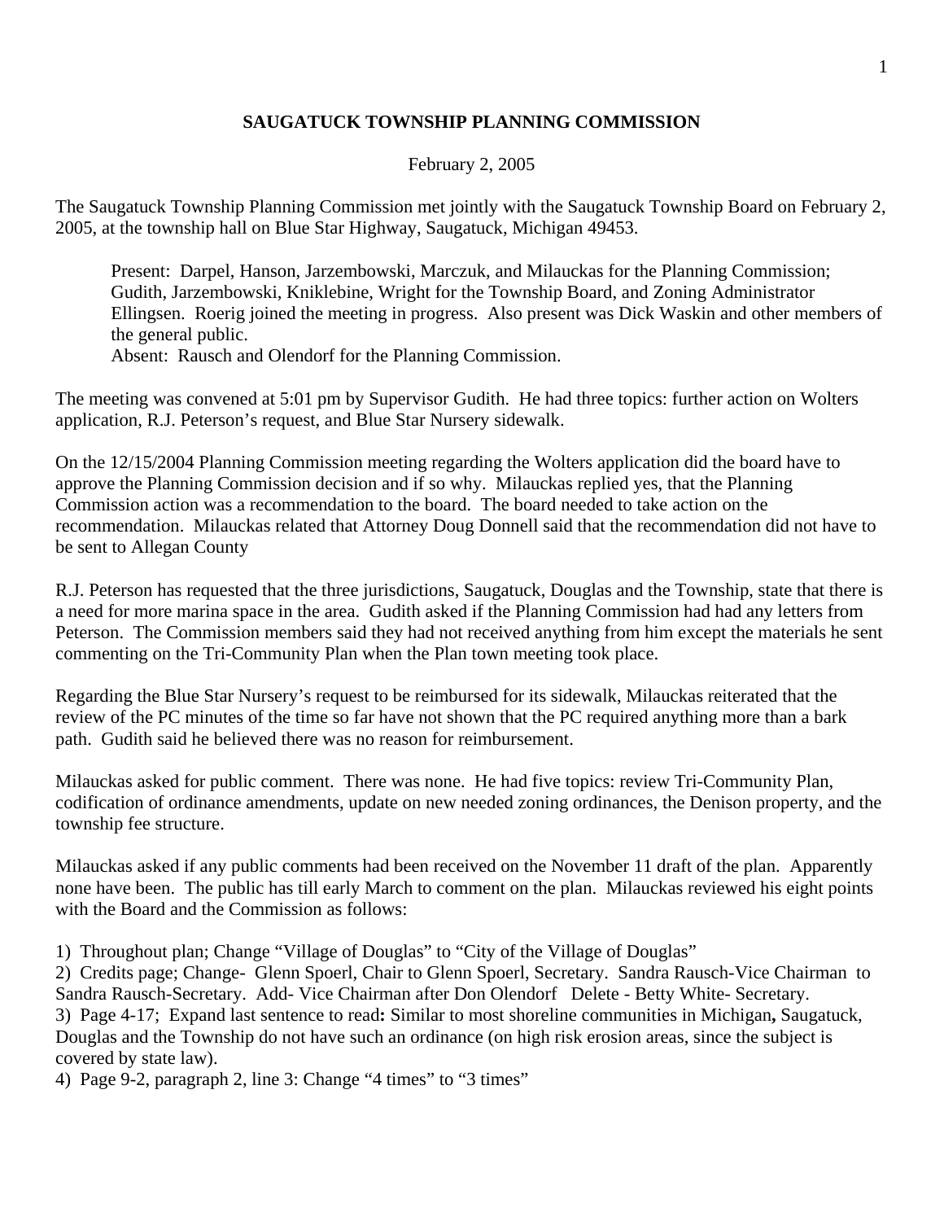# SAUGATUCK TOWNSHIP PLANNING COMMISSION

February 2, 2005

The Saugatuck Township Planning Commission met jointly with the Saugatuck Township Board on February 2, 2005, at the township hall on Blue Star Highway, Saugatuck, Michigan 49453.

> Present: Darpel, Hanson, Jarzembowski, Marczuk, and Milauckas for the Planning Commission; Gudith, Jarzembowski, Kniklebine, Wright for the Township Board, and Zoning Administrator Ellingsen. Roerig joined the meeting in progress. Also present was Dick Waskin and other members of the general public.
> Absent: Rausch and Olendorf for the Planning Commission.

The meeting was convened at 5:01 pm by Supervisor Gudith. He had three topics: further action on Wolters application, R.J. Peterson's request, and Blue Star Nursery sidewalk.

On the 12/15/2004 Planning Commission meeting regarding the Wolters application did the board have to approve the Planning Commission decision and if so why. Milauckas replied yes, that the Planning Commission action was a recommendation to the board. The board needed to take action on the recommendation. Milauckas related that Attorney Doug Donnell said that the recommendation did not have to be sent to Allegan County

R.J. Peterson has requested that the three jurisdictions, Saugatuck, Douglas and the Township, state that there is a need for more marina space in the area. Gudith asked if the Planning Commission had had any letters from Peterson. The Commission members said they had not received anything from him except the materials he sent commenting on the Tri-Community Plan when the Plan town meeting took place.

Regarding the Blue Star Nursery's request to be reimbursed for its sidewalk, Milauckas reiterated that the review of the PC minutes of the time so far have not shown that the PC required anything more than a bark path. Gudith said he believed there was no reason for reimbursement.

Milauckas asked for public comment. There was none. He had five topics: review Tri-Community Plan, codification of ordinance amendments, update on new needed zoning ordinances, the Denison property, and the township fee structure.

Milauckas asked if any public comments had been received on the November 11 draft of the plan. Apparently none have been. The public has till early March to comment on the plan. Milauckas reviewed his eight points with the Board and the Commission as follows:

1) Throughout plan; Change "Village of Douglas" to "City of the Village of Douglas"
2) Credits page; Change- Glenn Spoerl, Chair to Glenn Spoerl, Secretary. Sandra Rausch-Vice Chairman to Sandra Rausch-Secretary. Add- Vice Chairman after Don Olendorf Delete - Betty White- Secretary.
3) Page 4-17; Expand last sentence to read**:** Similar to most shoreline communities in Michigan**,** Saugatuck, Douglas and the Township do not have such an ordinance (on high risk erosion areas, since the subject is covered by state law).
4) Page 9-2, paragraph 2, line 3: Change "4 times" to "3 times"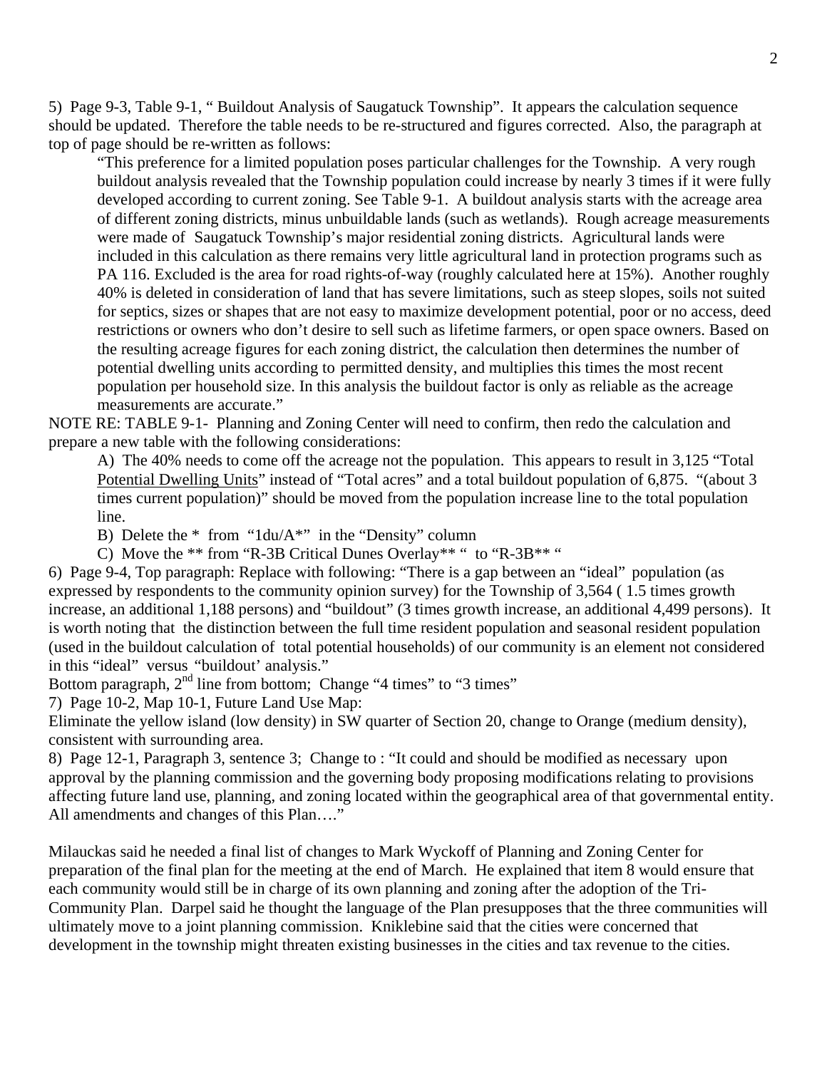5) Page 9-3, Table 9-1, " Buildout Analysis of Saugatuck Township". It appears the calculation sequence should be updated. Therefore the table needs to be re-structured and figures corrected. Also, the paragraph at top of page should be re-written as follows:

> "This preference for a limited population poses particular challenges for the Township. A very rough buildout analysis revealed that the Township population could increase by nearly 3 times if it were fully developed according to current zoning. See Table 9-1. A buildout analysis starts with the acreage area of different zoning districts, minus unbuildable lands (such as wetlands). Rough acreage measurements were made of Saugatuck Township's major residential zoning districts. Agricultural lands were included in this calculation as there remains very little agricultural land in protection programs such as PA 116. Excluded is the area for road rights-of-way (roughly calculated here at 15%). Another roughly 40% is deleted in consideration of land that has severe limitations, such as steep slopes, soils not suited for septics, sizes or shapes that are not easy to maximize development potential, poor or no access, deed restrictions or owners who don't desire to sell such as lifetime farmers, or open space owners. Based on the resulting acreage figures for each zoning district, the calculation then determines the number of potential dwelling units according to permitted density, and multiplies this times the most recent population per household size. In this analysis the buildout factor is only as reliable as the acreage measurements are accurate."

NOTE RE: TABLE 9-1- Planning and Zoning Center will need to confirm, then redo the calculation and prepare a new table with the following considerations:

> A) The 40% needs to come off the acreage not the population. This appears to result in 3,125 "Total Potential Dwelling Units" instead of "Total acres" and a total buildout population of 6,875. "(about 3 times current population)" should be moved from the population increase line to the total population line.
>
> B) Delete the * from "1du/A*" in the "Density" column
>
> C) Move the ** from "R-3B Critical Dunes Overlay** " to "R-3B** "

6) Page 9-4, Top paragraph: Replace with following: "There is a gap between an "ideal" population (as expressed by respondents to the community opinion survey) for the Township of 3,564 ( 1.5 times growth increase, an additional 1,188 persons) and "buildout" (3 times growth increase, an additional 4,499 persons). It is worth noting that the distinction between the full time resident population and seasonal resident population (used in the buildout calculation of total potential households) of our community is an element not considered in this "ideal" versus "buildout' analysis."

Bottom paragraph, 2nd line from bottom; Change "4 times" to "3 times"

7) Page 10-2, Map 10-1, Future Land Use Map:

Eliminate the yellow island (low density) in SW quarter of Section 20, change to Orange (medium density), consistent with surrounding area.

8) Page 12-1, Paragraph 3, sentence 3; Change to : "It could and should be modified as necessary upon approval by the planning commission and the governing body proposing modifications relating to provisions affecting future land use, planning, and zoning located within the geographical area of that governmental entity. All amendments and changes of this Plan…."

Milauckas said he needed a final list of changes to Mark Wyckoff of Planning and Zoning Center for preparation of the final plan for the meeting at the end of March. He explained that item 8 would ensure that each community would still be in charge of its own planning and zoning after the adoption of the Tri-Community Plan. Darpel said he thought the language of the Plan presupposes that the three communities will ultimately move to a joint planning commission. Kniklebine said that the cities were concerned that development in the township might threaten existing businesses in the cities and tax revenue to the cities.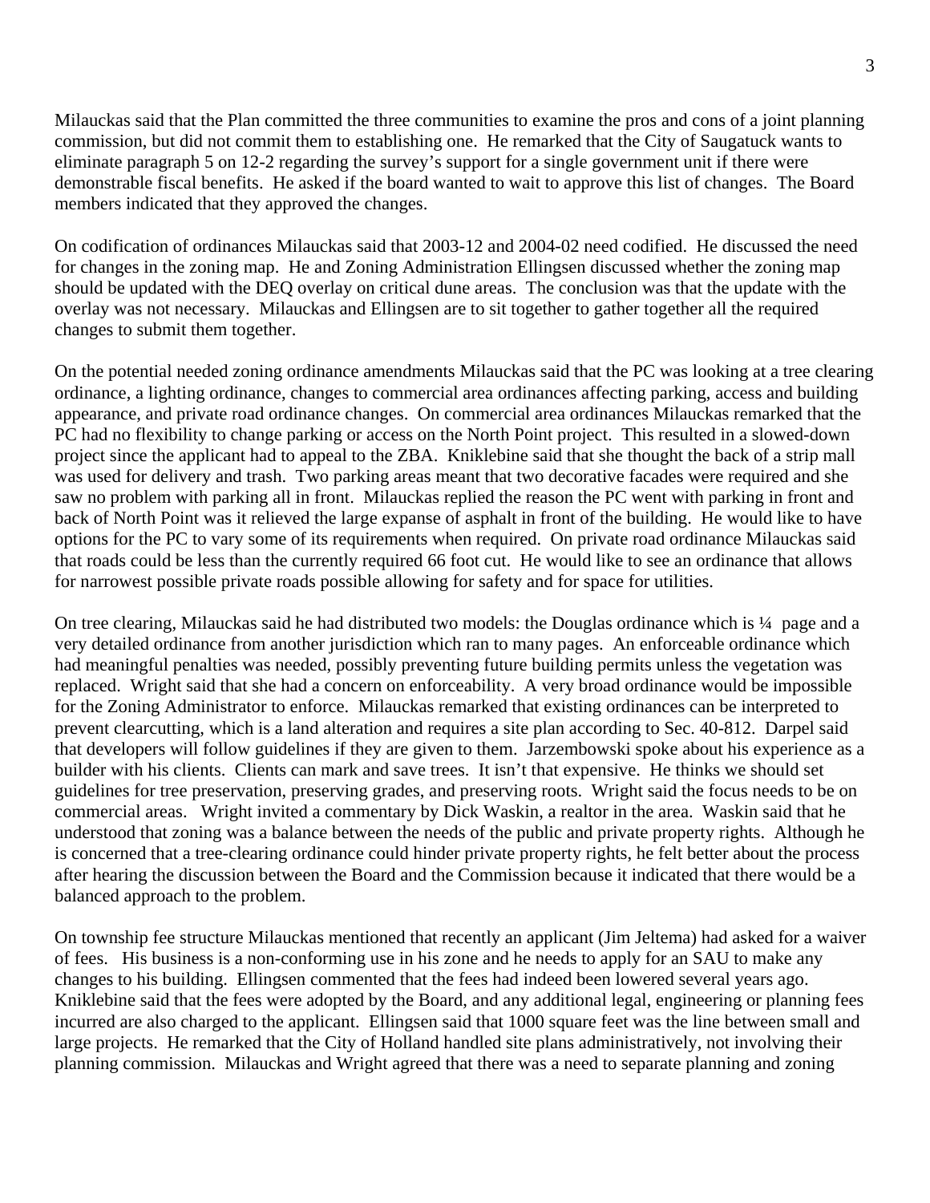Milauckas said that the Plan committed the three communities to examine the pros and cons of a joint planning commission, but did not commit them to establishing one. He remarked that the City of Saugatuck wants to eliminate paragraph 5 on 12-2 regarding the survey's support for a single government unit if there were demonstrable fiscal benefits. He asked if the board wanted to wait to approve this list of changes. The Board members indicated that they approved the changes.

On codification of ordinances Milauckas said that 2003-12 and 2004-02 need codified. He discussed the need for changes in the zoning map. He and Zoning Administration Ellingsen discussed whether the zoning map should be updated with the DEQ overlay on critical dune areas. The conclusion was that the update with the overlay was not necessary. Milauckas and Ellingsen are to sit together to gather together all the required changes to submit them together.

On the potential needed zoning ordinance amendments Milauckas said that the PC was looking at a tree clearing ordinance, a lighting ordinance, changes to commercial area ordinances affecting parking, access and building appearance, and private road ordinance changes. On commercial area ordinances Milauckas remarked that the PC had no flexibility to change parking or access on the North Point project. This resulted in a slowed-down project since the applicant had to appeal to the ZBA. Kniklebine said that she thought the back of a strip mall was used for delivery and trash. Two parking areas meant that two decorative facades were required and she saw no problem with parking all in front. Milauckas replied the reason the PC went with parking in front and back of North Point was it relieved the large expanse of asphalt in front of the building. He would like to have options for the PC to vary some of its requirements when required. On private road ordinance Milauckas said that roads could be less than the currently required 66 foot cut. He would like to see an ordinance that allows for narrowest possible private roads possible allowing for safety and for space for utilities.

On tree clearing, Milauckas said he had distributed two models: the Douglas ordinance which is ¼ page and a very detailed ordinance from another jurisdiction which ran to many pages. An enforceable ordinance which had meaningful penalties was needed, possibly preventing future building permits unless the vegetation was replaced. Wright said that she had a concern on enforceability. A very broad ordinance would be impossible for the Zoning Administrator to enforce. Milauckas remarked that existing ordinances can be interpreted to prevent clearcutting, which is a land alteration and requires a site plan according to Sec. 40-812. Darpel said that developers will follow guidelines if they are given to them. Jarzembowski spoke about his experience as a builder with his clients. Clients can mark and save trees. It isn't that expensive. He thinks we should set guidelines for tree preservation, preserving grades, and preserving roots. Wright said the focus needs to be on commercial areas. Wright invited a commentary by Dick Waskin, a realtor in the area. Waskin said that he understood that zoning was a balance between the needs of the public and private property rights. Although he is concerned that a tree-clearing ordinance could hinder private property rights, he felt better about the process after hearing the discussion between the Board and the Commission because it indicated that there would be a balanced approach to the problem.

On township fee structure Milauckas mentioned that recently an applicant (Jim Jeltema) had asked for a waiver of fees. His business is a non-conforming use in his zone and he needs to apply for an SAU to make any changes to his building. Ellingsen commented that the fees had indeed been lowered several years ago. Kniklebine said that the fees were adopted by the Board, and any additional legal, engineering or planning fees incurred are also charged to the applicant. Ellingsen said that 1000 square feet was the line between small and large projects. He remarked that the City of Holland handled site plans administratively, not involving their planning commission. Milauckas and Wright agreed that there was a need to separate planning and zoning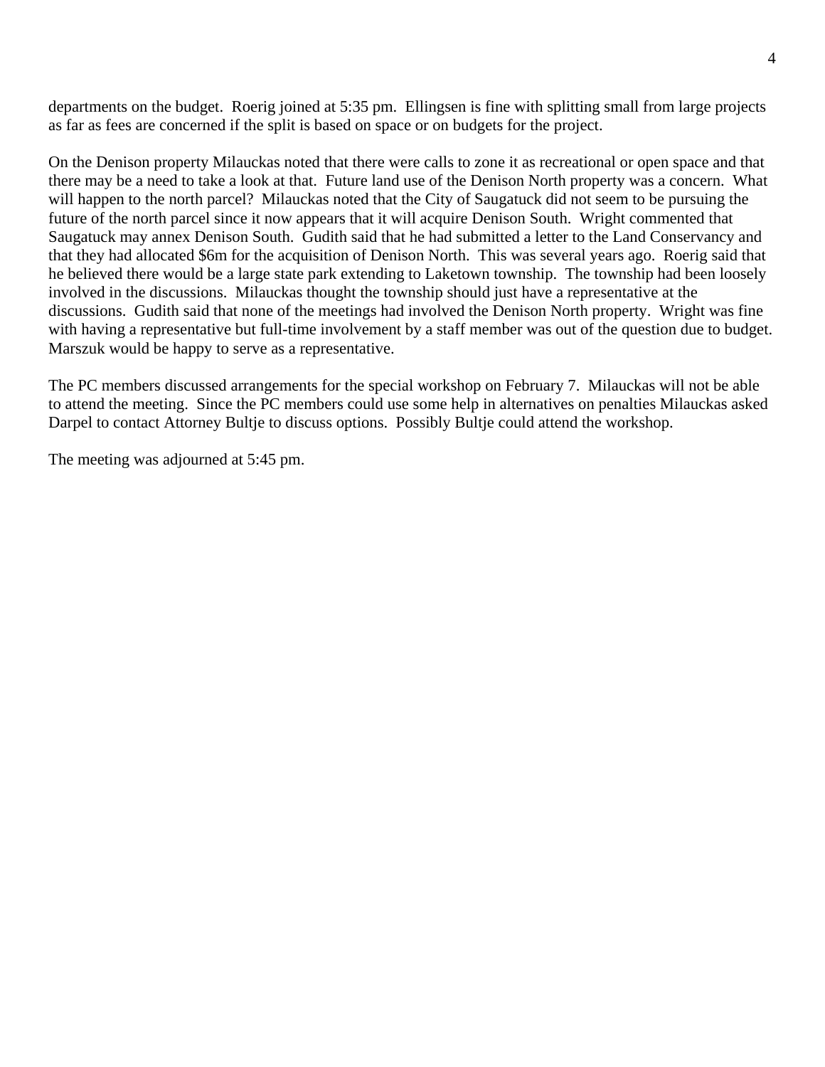departments on the budget. Roerig joined at 5:35 pm. Ellingsen is fine with splitting small from large projects as far as fees are concerned if the split is based on space or on budgets for the project.

On the Denison property Milauckas noted that there were calls to zone it as recreational or open space and that there may be a need to take a look at that. Future land use of the Denison North property was a concern. What will happen to the north parcel? Milauckas noted that the City of Saugatuck did not seem to be pursuing the future of the north parcel since it now appears that it will acquire Denison South. Wright commented that Saugatuck may annex Denison South. Gudith said that he had submitted a letter to the Land Conservancy and that they had allocated $6m for the acquisition of Denison North. This was several years ago. Roerig said that he believed there would be a large state park extending to Laketown township. The township had been loosely involved in the discussions. Milauckas thought the township should just have a representative at the discussions. Gudith said that none of the meetings had involved the Denison North property. Wright was fine with having a representative but full-time involvement by a staff member was out of the question due to budget. Marszuk would be happy to serve as a representative.

The PC members discussed arrangements for the special workshop on February 7. Milauckas will not be able to attend the meeting. Since the PC members could use some help in alternatives on penalties Milauckas asked Darpel to contact Attorney Bultje to discuss options. Possibly Bultje could attend the workshop.

The meeting was adjourned at 5:45 pm.